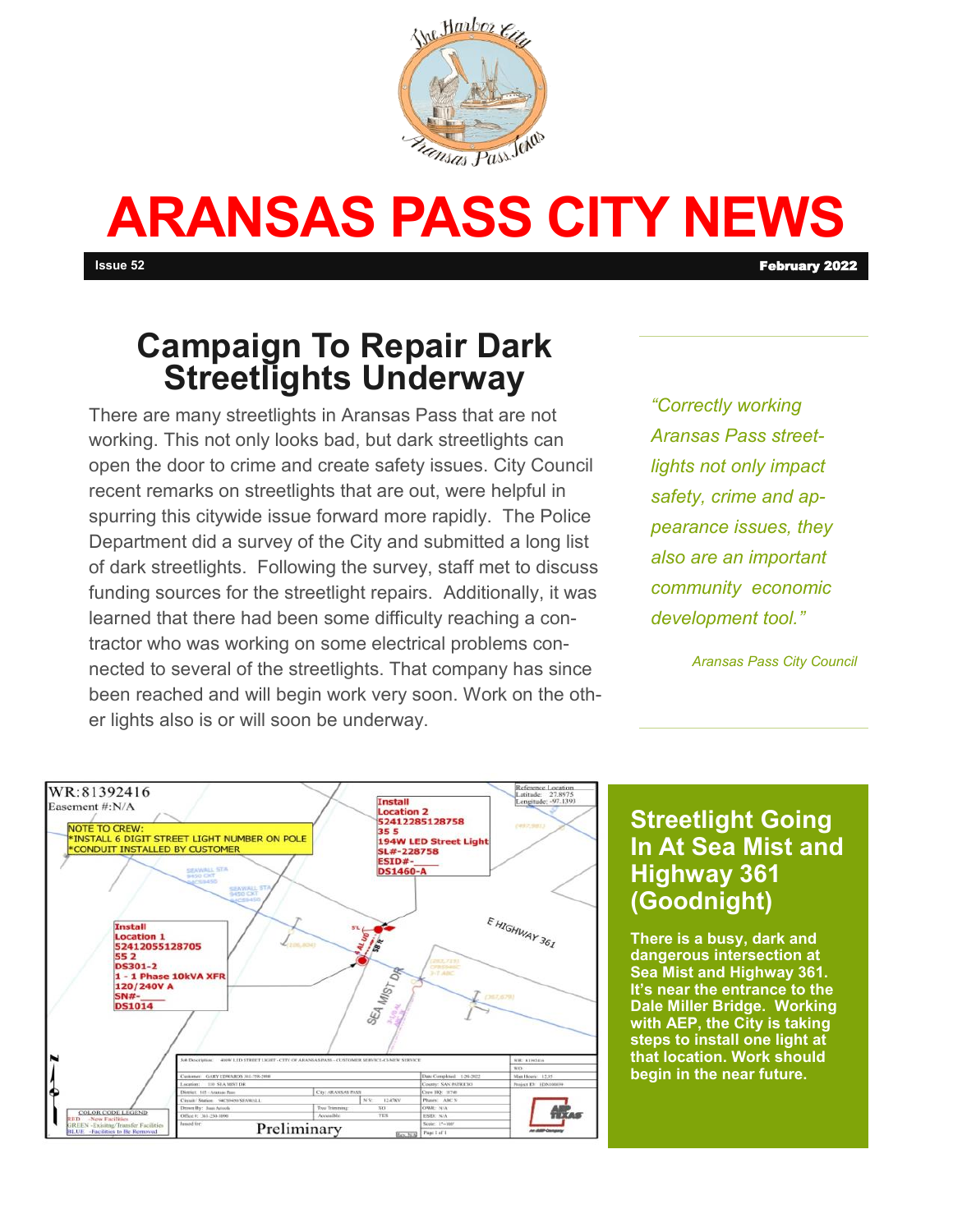# ARANSAS PASS CITY NEWS

**Issue 52** **February 2022**

## Campaign To Repair Dark Streetlights Underway

There are many streetlights in Aransas Pass that are not working. This not only looks bad, but dark streetlights can open the door to crime and create safety issues. City Council recent remarks on streetlights that are out, were helpful in spurring this citywide issue forward more rapidly. The Police Department did a survey of the City and submitted a long list of dark streetlights. Following the survey, staff met to discuss funding sources for the streetlight repairs. Additionally, it was learned that there had been some difficulty reaching a contractor who was working on some electrical problems connected to several of the streetlights. That company has since been reached and will begin work very soon. Work on the other lights also is or will soon be underway.

> *"Correctly working Aransas Pass streetlights not only impact safety, crime and appearance issues, they also are an important community economic development tool."*
>
> *Aransas Pass City Council*

## Streetlight Going In At Sea Mist and Highway 361 (Goodnight)

**There is a busy, dark and dangerous intersection at Sea Mist and Highway 361. It's near the entrance to the Dale Miller Bridge. Working with AEP, the City is taking steps to install one light at that location. Work should begin in the near future.**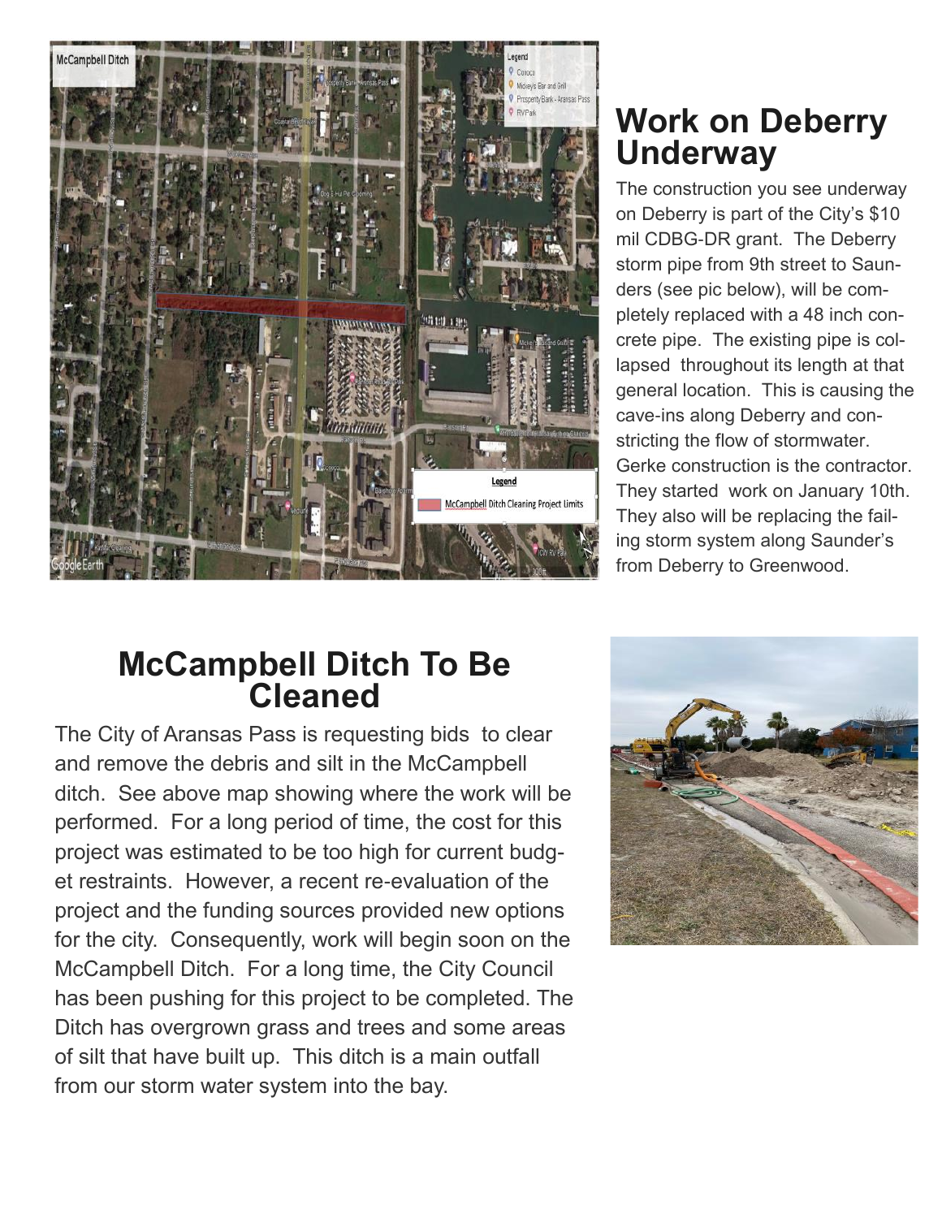## Work on Deberry Underway

The construction you see underway on Deberry is part of the City's $10 mil CDBG-DR grant. The Deberry storm pipe from 9th street to Saunders (see pic below), will be completely replaced with a 48 inch concrete pipe. The existing pipe is collapsed throughout its length at that general location. This is causing the cave-ins along Deberry and constricting the flow of stormwater. Gerke construction is the contractor. They started work on January 10th. They also will be replacing the failing storm system along Saunder's from Deberry to Greenwood.

## McCampbell Ditch To Be Cleaned

The City of Aransas Pass is requesting bids to clear and remove the debris and silt in the McCampbell ditch. See above map showing where the work will be performed. For a long period of time, the cost for this project was estimated to be too high for current budget restraints. However, a recent re-evaluation of the project and the funding sources provided new options for the city. Consequently, work will begin soon on the McCampbell Ditch. For a long time, the City Council has been pushing for this project to be completed. The Ditch has overgrown grass and trees and some areas of silt that have built up. This ditch is a main outfall from our storm water system into the bay.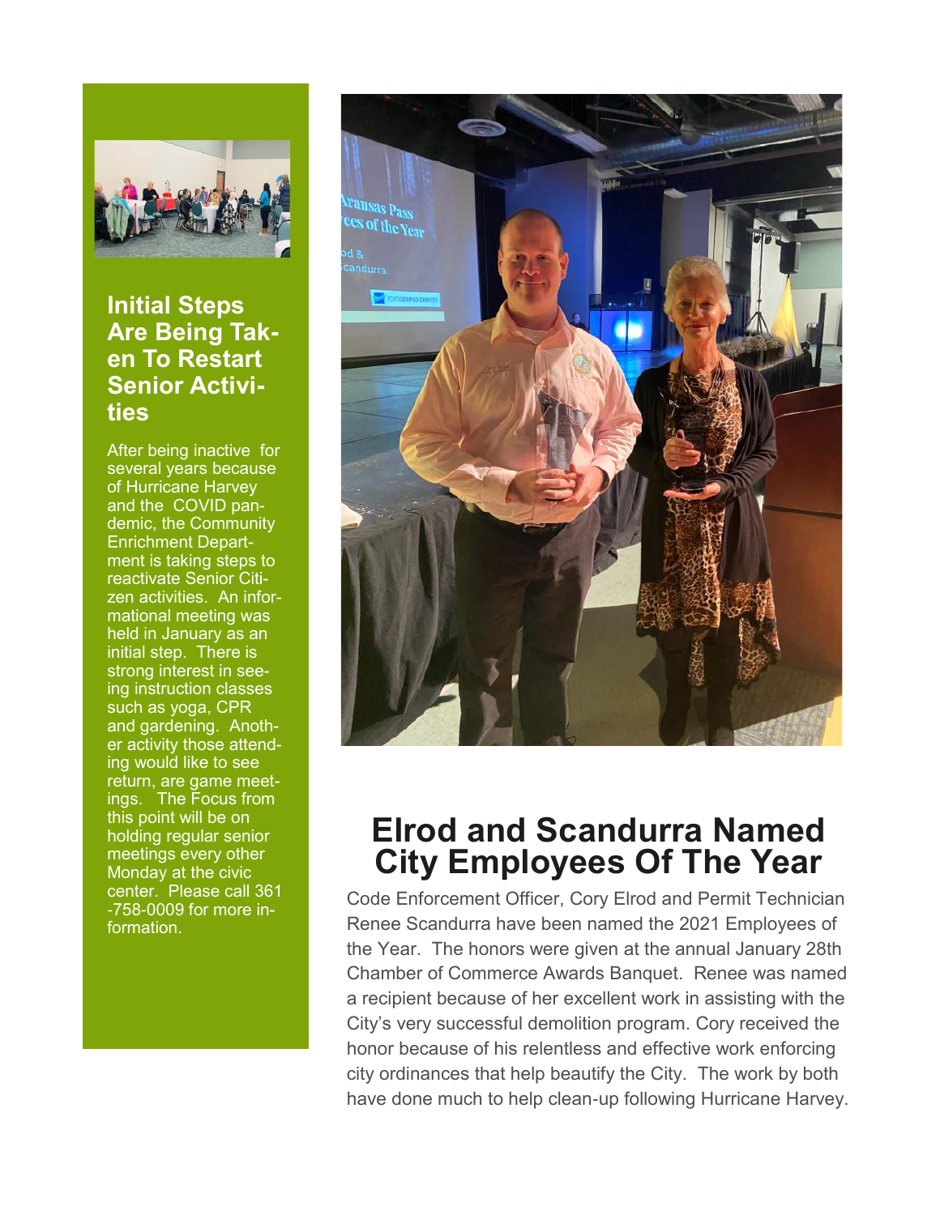## Initial Steps Are Being Taken To Restart Senior Activities

After being inactive for several years because of Hurricane Harvey and the COVID pandemic, the Community Enrichment Department is taking steps to reactivate Senior Citizen activities. An informational meeting was held in January as an initial step. There is strong interest in seeing instruction classes such as yoga, CPR and gardening. Another activity those attending would like to see return, are game meetings. The Focus from this point will be on holding regular senior meetings every other Monday at the civic center. Please call 361-758-0009 for more information.

# Elrod and Scandurra Named City Employees Of The Year

Code Enforcement Officer, Cory Elrod and Permit Technician Renee Scandurra have been named the 2021 Employees of the Year. The honors were given at the annual January 28th Chamber of Commerce Awards Banquet. Renee was named a recipient because of her excellent work in assisting with the City's very successful demolition program. Cory received the honor because of his relentless and effective work enforcing city ordinances that help beautify the City. The work by both have done much to help clean-up following Hurricane Harvey.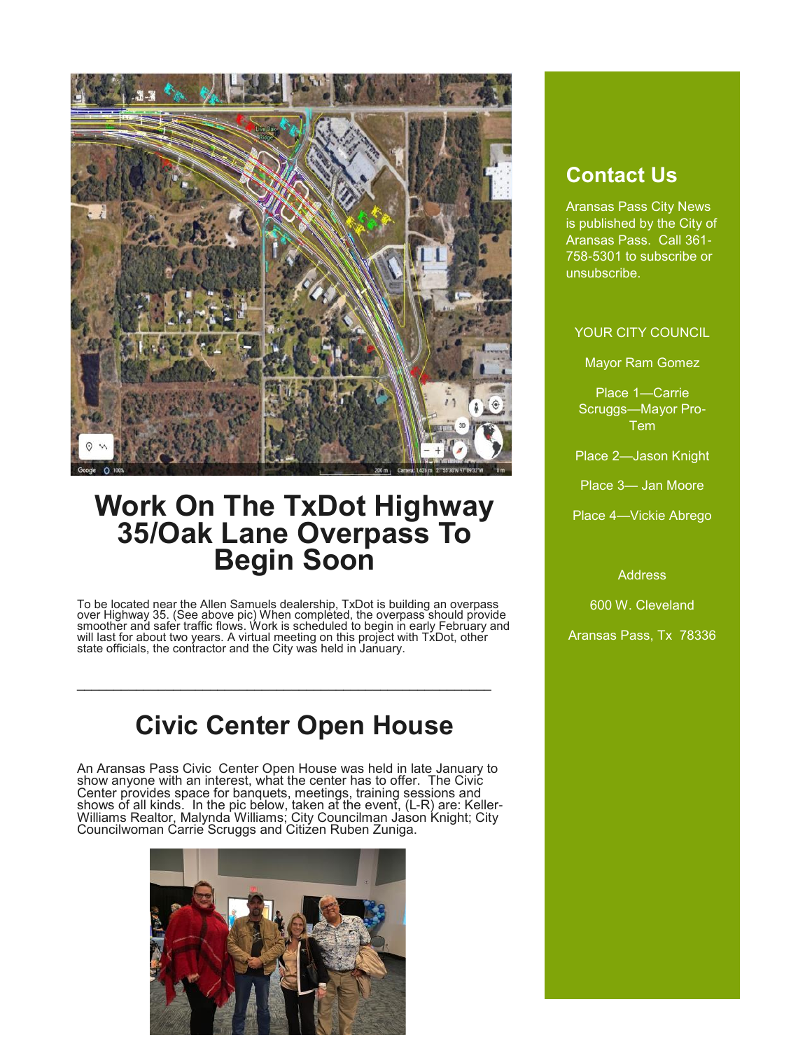# Work On The TxDot Highway 35/Oak Lane Overpass To Begin Soon

To be located near the Allen Samuels dealership, TxDot is building an overpass over Highway 35. (See above pic) When completed, the overpass should provide smoother and safer traffic flows. Work is scheduled to begin in early February and will last for about two years. A virtual meeting on this project with TxDot, other state officials, the contractor and the City was held in January.

---

# Civic Center Open House

An Aransas Pass Civic Center Open House was held in late January to show anyone with an interest, what the center has to offer. The Civic Center provides space for banquets, meetings, training sessions and shows of all kinds. In the pic below, taken at the event, (L-R) are: Keller-Williams Realtor, Malynda Williams; City Councilman Jason Knight; City Councilwoman Carrie Scruggs and Citizen Ruben Zuniga.

## Contact Us

Aransas Pass City News is published by the City of Aransas Pass. Call 361-758-5301 to subscribe or unsubscribe.

YOUR CITY COUNCIL

Mayor Ram Gomez

Place 1—Carrie Scruggs—Mayor Pro-Tem

Place 2—Jason Knight

Place 3— Jan Moore

Place 4—Vickie Abrego

Address

600 W. Cleveland

Aransas Pass, Tx 78336